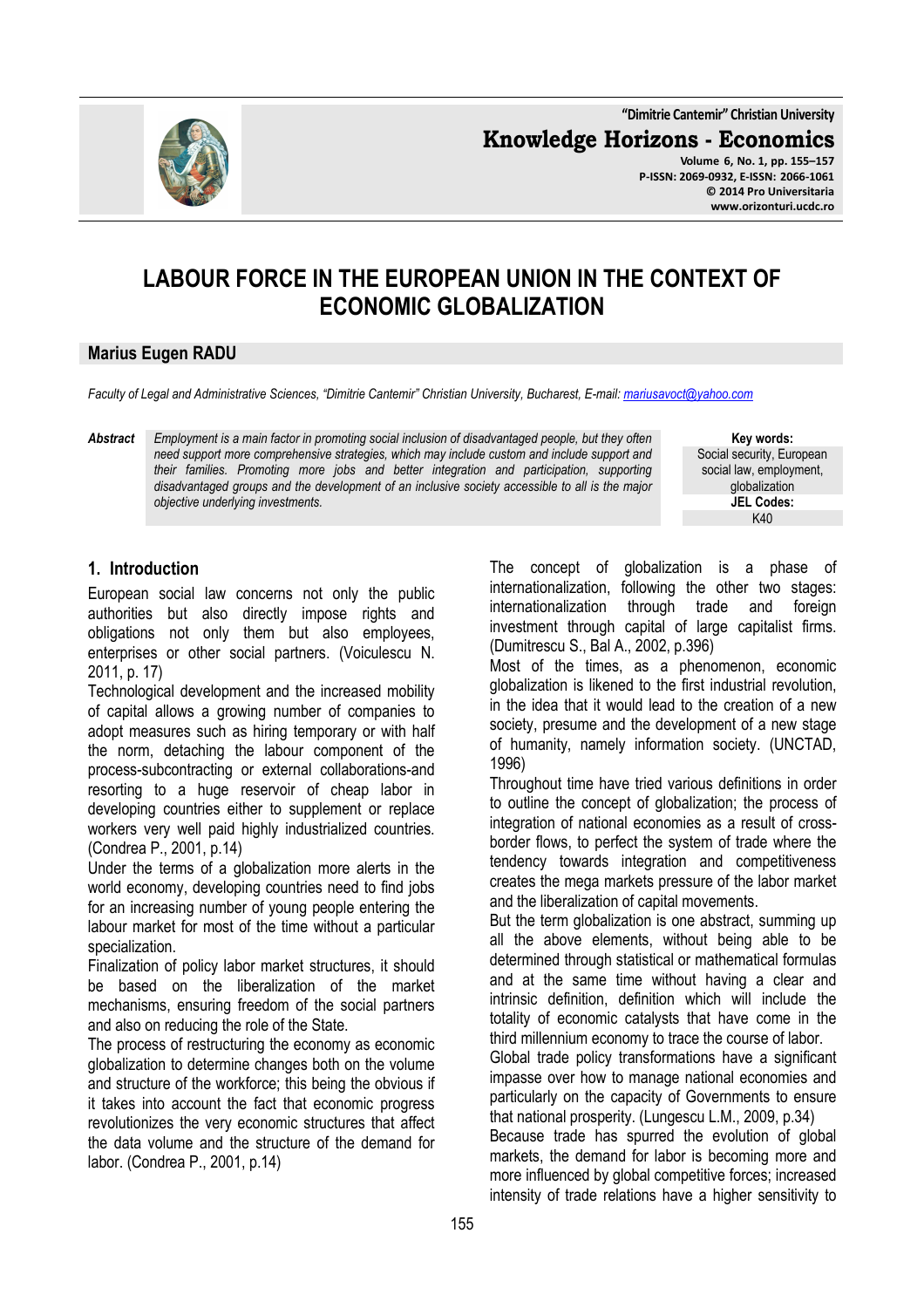# LABOUR FORCE IN THE EUROPEAN UNION IN THE CONTEXT OF ECONOMIC GLOBALIZATION

**Marius Eugen RADU**

*Faculty of Legal and Administrative Sciences, "Dimitrie Cantemir" Christian University, Bucharest, E-mail: mariusavoct@yahoo.com*

***Abstract*** *Employment is a main factor in promoting social inclusion of disadvantaged people, but they often need support more comprehensive strategies, which may include custom and include support and their families. Promoting more jobs and better integration and participation, supporting disadvantaged groups and the development of an inclusive society accessible to all is the major objective underlying investments.*

**Key words:** Social security, European social law, employment, globalization

**JEL Codes:** K40

## 1. Introduction

European social law concerns not only the public authorities but also directly impose rights and obligations not only them but also employees, enterprises or other social partners. (Voiculescu N. 2011, p. 17)

Technological development and the increased mobility of capital allows a growing number of companies to adopt measures such as hiring temporary or with half the norm, detaching the labour component of the process-subcontracting or external collaborations-and resorting to a huge reservoir of cheap labor in developing countries either to supplement or replace workers very well paid highly industrialized countries. (Condrea P., 2001, p.14)

Under the terms of a globalization more alerts in the world economy, developing countries need to find jobs for an increasing number of young people entering the labour market for most of the time without a particular specialization.

Finalization of policy labor market structures, it should be based on the liberalization of the market mechanisms, ensuring freedom of the social partners and also on reducing the role of the State.

The process of restructuring the economy as economic globalization to determine changes both on the volume and structure of the workforce; this being the obvious if it takes into account the fact that economic progress revolutionizes the very economic structures that affect the data volume and the structure of the demand for labor. (Condrea P., 2001, p.14)

The concept of globalization is a phase of internationalization, following the other two stages: internationalization through trade and foreign investment through capital of large capitalist firms. (Dumitrescu S., Bal A., 2002, p.396)

Most of the times, as a phenomenon, economic globalization is likened to the first industrial revolution, in the idea that it would lead to the creation of a new society, presume and the development of a new stage of humanity, namely information society. (UNCTAD, 1996)

Throughout time have tried various definitions in order to outline the concept of globalization; the process of integration of national economies as a result of cross-border flows, to perfect the system of trade where the tendency towards integration and competitiveness creates the mega markets pressure of the labor market and the liberalization of capital movements.

But the term globalization is one abstract, summing up all the above elements, without being able to be determined through statistical or mathematical formulas and at the same time without having a clear and intrinsic definition, definition which will include the totality of economic catalysts that have come in the third millennium economy to trace the course of labor.

Global trade policy transformations have a significant impasse over how to manage national economies and particularly on the capacity of Governments to ensure that national prosperity. (Lungescu L.M., 2009, p.34)

Because trade has spurred the evolution of global markets, the demand for labor is becoming more and more influenced by global competitive forces; increased intensity of trade relations have a higher sensitivity to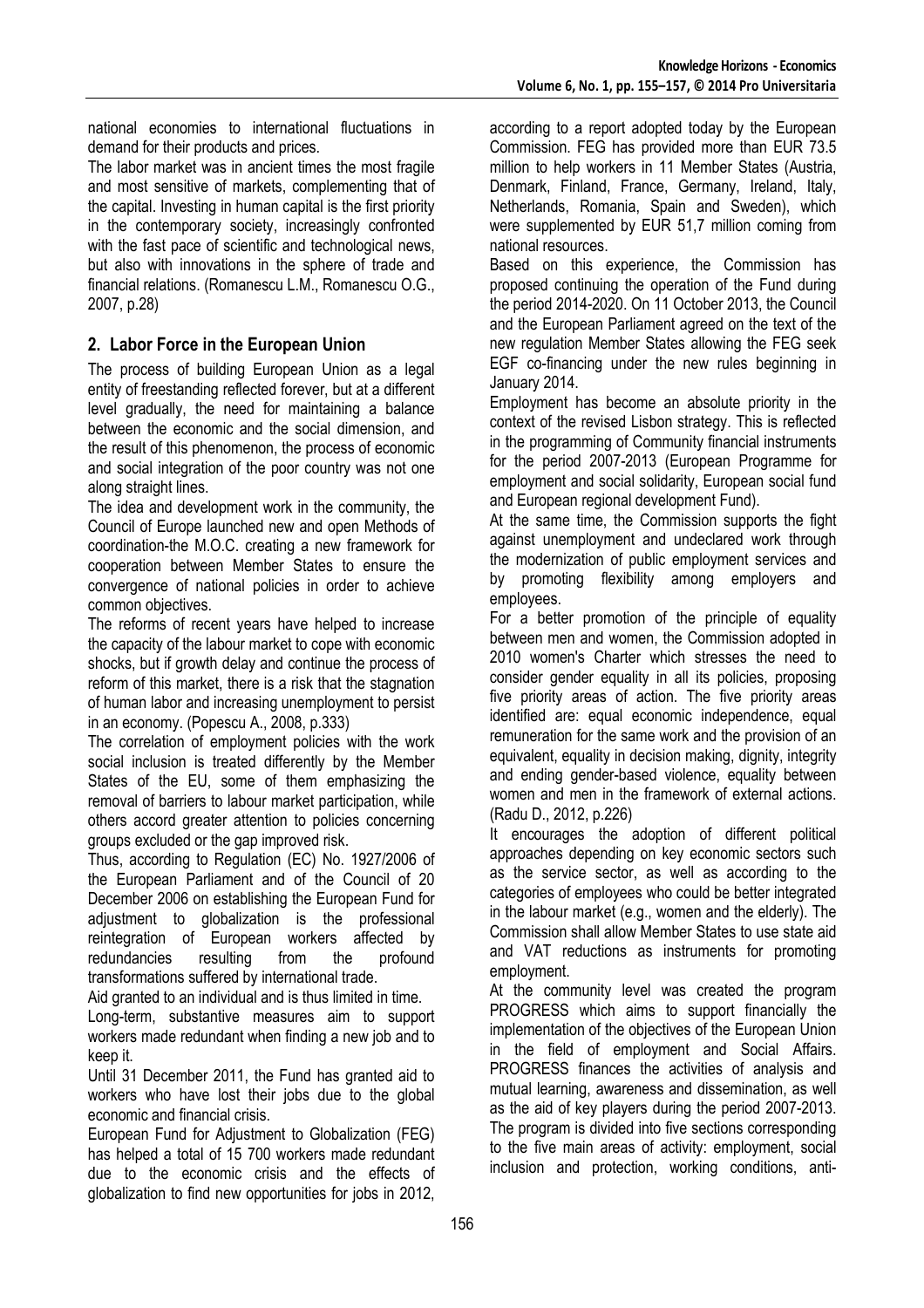national economies to international fluctuations in demand for their products and prices.

The labor market was in ancient times the most fragile and most sensitive of markets, complementing that of the capital. Investing in human capital is the first priority in the contemporary society, increasingly confronted with the fast pace of scientific and technological news, but also with innovations in the sphere of trade and financial relations. (Romanescu L.M., Romanescu O.G., 2007, p.28)

## 2. Labor Force in the European Union

The process of building European Union as a legal entity of freestanding reflected forever, but at a different level gradually, the need for maintaining a balance between the economic and the social dimension, and the result of this phenomenon, the process of economic and social integration of the poor country was not one along straight lines.

The idea and development work in the community, the Council of Europe launched new and open Methods of coordination-the M.O.C. creating a new framework for cooperation between Member States to ensure the convergence of national policies in order to achieve common objectives.

The reforms of recent years have helped to increase the capacity of the labour market to cope with economic shocks, but if growth delay and continue the process of reform of this market, there is a risk that the stagnation of human labor and increasing unemployment to persist in an economy. (Popescu A., 2008, p.333)

The correlation of employment policies with the work social inclusion is treated differently by the Member States of the EU, some of them emphasizing the removal of barriers to labour market participation, while others accord greater attention to policies concerning groups excluded or the gap improved risk.

Thus, according to Regulation (EC) No. 1927/2006 of the European Parliament and of the Council of 20 December 2006 on establishing the European Fund for adjustment to globalization is the professional reintegration of European workers affected by redundancies resulting from the profound transformations suffered by international trade.

Aid granted to an individual and is thus limited in time.

Long-term, substantive measures aim to support workers made redundant when finding a new job and to keep it.

Until 31 December 2011, the Fund has granted aid to workers who have lost their jobs due to the global economic and financial crisis.

European Fund for Adjustment to Globalization (FEG) has helped a total of 15 700 workers made redundant due to the economic crisis and the effects of globalization to find new opportunities for jobs in 2012, according to a report adopted today by the European Commission. FEG has provided more than EUR 73.5 million to help workers in 11 Member States (Austria, Denmark, Finland, France, Germany, Ireland, Italy, Netherlands, Romania, Spain and Sweden), which were supplemented by EUR 51,7 million coming from national resources.

Based on this experience, the Commission has proposed continuing the operation of the Fund during the period 2014-2020. On 11 October 2013, the Council and the European Parliament agreed on the text of the new regulation Member States allowing the FEG seek EGF co-financing under the new rules beginning in January 2014.

Employment has become an absolute priority in the context of the revised Lisbon strategy. This is reflected in the programming of Community financial instruments for the period 2007-2013 (European Programme for employment and social solidarity, European social fund and European regional development Fund).

At the same time, the Commission supports the fight against unemployment and undeclared work through the modernization of public employment services and by promoting flexibility among employers and employees.

For a better promotion of the principle of equality between men and women, the Commission adopted in 2010 women's Charter which stresses the need to consider gender equality in all its policies, proposing five priority areas of action. The five priority areas identified are: equal economic independence, equal remuneration for the same work and the provision of an equivalent, equality in decision making, dignity, integrity and ending gender-based violence, equality between women and men in the framework of external actions. (Radu D., 2012, p.226)

It encourages the adoption of different political approaches depending on key economic sectors such as the service sector, as well as according to the categories of employees who could be better integrated in the labour market (e.g., women and the elderly). The Commission shall allow Member States to use state aid and VAT reductions as instruments for promoting employment.

At the community level was created the program PROGRESS which aims to support financially the implementation of the objectives of the European Union in the field of employment and Social Affairs. PROGRESS finances the activities of analysis and mutual learning, awareness and dissemination, as well as the aid of key players during the period 2007-2013. The program is divided into five sections corresponding to the five main areas of activity: employment, social inclusion and protection, working conditions, anti-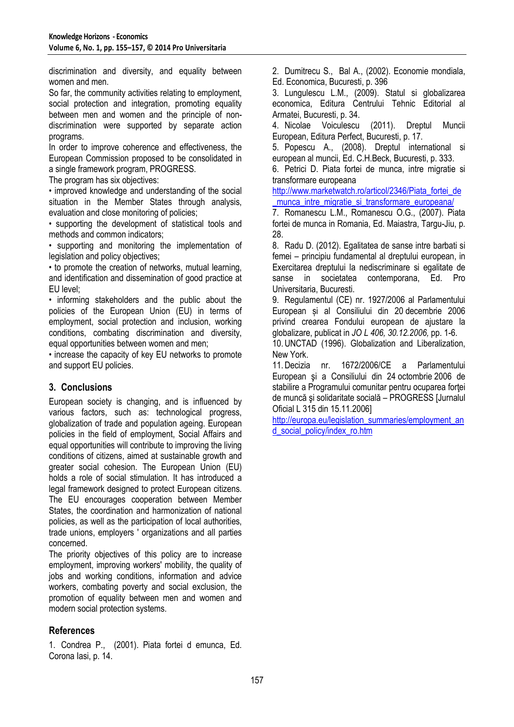discrimination and diversity, and equality between women and men.

So far, the community activities relating to employment, social protection and integration, promoting equality between men and women and the principle of non-discrimination were supported by separate action programs.

In order to improve coherence and effectiveness, the European Commission proposed to be consolidated in a single framework program, PROGRESS.

The program has six objectives:

- improved knowledge and understanding of the social situation in the Member States through analysis, evaluation and close monitoring of policies;
- supporting the development of statistical tools and methods and common indicators;
- supporting and monitoring the implementation of legislation and policy objectives;
- to promote the creation of networks, mutual learning, and identification and dissemination of good practice at EU level;
- informing stakeholders and the public about the policies of the European Union (EU) in terms of employment, social protection and inclusion, working conditions, combating discrimination and diversity, equal opportunities between women and men;
- increase the capacity of key EU networks to promote and support EU policies.

## 3. Conclusions

European society is changing, and is influenced by various factors, such as: technological progress, globalization of trade and population ageing. European policies in the field of employment, Social Affairs and equal opportunities will contribute to improving the living conditions of citizens, aimed at sustainable growth and greater social cohesion. The European Union (EU) holds a role of social stimulation. It has introduced a legal framework designed to protect European citizens. The EU encourages cooperation between Member States, the coordination and harmonization of national policies, as well as the participation of local authorities, trade unions, employers ' organizations and all parties concerned.

The priority objectives of this policy are to increase employment, improving workers' mobility, the quality of jobs and working conditions, information and advice workers, combating poverty and social exclusion, the promotion of equality between men and women and modern social protection systems.

## References

1. Condrea P., (2001). Piata fortei d emunca, Ed. Corona Iasi, p. 14.
2. Dumitrecu S., Bal A., (2002). Economie mondiala, Ed. Economica, Bucuresti, p. 396
3. Lungulescu L.M., (2009). Statul si globalizarea economica, Editura Centrului Tehnic Editorial al Armatei, Bucuresti, p. 34.
4. Nicolae Voiculescu (2011). Dreptul Muncii European, Editura Perfect, Bucuresti, p. 17.
5. Popescu A., (2008). Dreptul international si european al muncii, Ed. C.H.Beck, Bucuresti, p. 333.
6. Petrici D. Piata fortei de munca, intre migratie si transformare europeana http://www.marketwatch.ro/articol/2346/Piata_fortei_de_munca_intre_migratie_si_transformare_europeana/
7. Romanescu L.M., Romanescu O.G., (2007). Piata fortei de munca in Romania, Ed. Maiastra, Targu-Jiu, p. 28.
8. Radu D. (2012). Egalitatea de sanse intre barbati si femei – principiu fundamental al dreptului european, in Exercitarea dreptului la nediscriminare si egalitate de sanse in societatea contemporana, Ed. Pro Universitaria, Bucuresti.
9. Regulamentul (CE) nr. 1927/2006 al Parlamentului European și al Consiliului din 20 decembrie 2006 privind crearea Fondului european de ajustare la globalizare, publicat in *JO L 406, 30.12.2006,* pp. 1-6.
10. UNCTAD (1996). Globalization and Liberalization, New York.
11. Decizia nr. 1672/2006/CE a Parlamentului European şi a Consiliului din 24 octombrie 2006 de stabilire a Programului comunitar pentru ocuparea forţei de muncă şi solidaritate socială – PROGRESS [Jurnalul Oficial L 315 din 15.11.2006] http://europa.eu/legislation_summaries/employment_and_social_policy/index_ro.htm